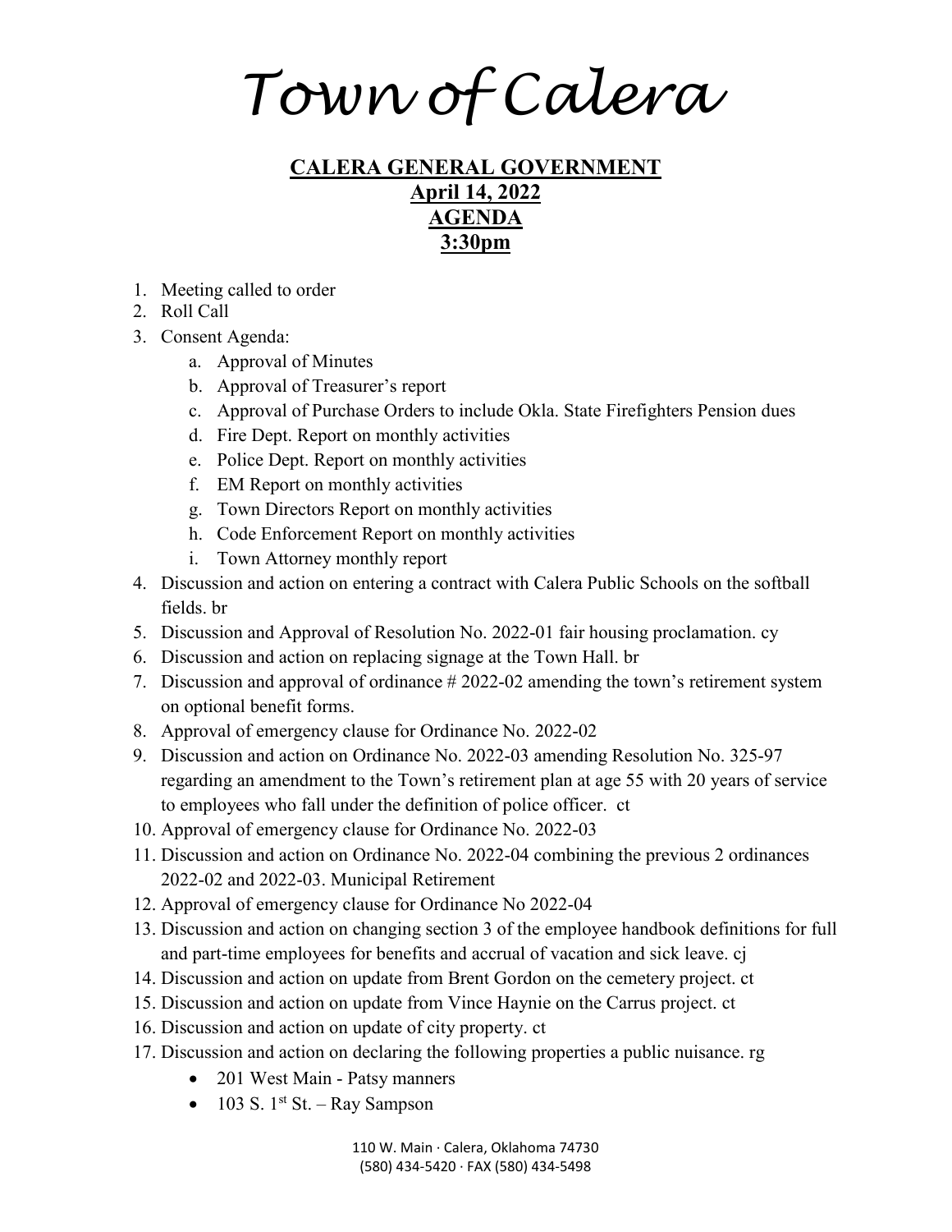# Town of Calera

## CALERA GENERAL GOVERNMENT
## April 14, 2022
## AGENDA
## 3:30pm

1. Meeting called to order
2. Roll Call
3. Consent Agenda:
   a. Approval of Minutes
   b. Approval of Treasurer's report
   c. Approval of Purchase Orders to include Okla. State Firefighters Pension dues
   d. Fire Dept. Report on monthly activities
   e. Police Dept. Report on monthly activities
   f. EM Report on monthly activities
   g. Town Directors Report on monthly activities
   h. Code Enforcement Report on monthly activities
   i. Town Attorney monthly report
4. Discussion and action on entering a contract with Calera Public Schools on the softball fields. br
5. Discussion and Approval of Resolution No. 2022-01 fair housing proclamation. cy
6. Discussion and action on replacing signage at the Town Hall. br
7. Discussion and approval of ordinance # 2022-02 amending the town's retirement system on optional benefit forms.
8. Approval of emergency clause for Ordinance No. 2022-02
9. Discussion and action on Ordinance No. 2022-03 amending Resolution No. 325-97 regarding an amendment to the Town's retirement plan at age 55 with 20 years of service to employees who fall under the definition of police officer. ct
10. Approval of emergency clause for Ordinance No. 2022-03
11. Discussion and action on Ordinance No. 2022-04 combining the previous 2 ordinances 2022-02 and 2022-03. Municipal Retirement
12. Approval of emergency clause for Ordinance No 2022-04
13. Discussion and action on changing section 3 of the employee handbook definitions for full and part-time employees for benefits and accrual of vacation and sick leave. cj
14. Discussion and action on update from Brent Gordon on the cemetery project. ct
15. Discussion and action on update from Vince Haynie on the Carrus project. ct
16. Discussion and action on update of city property. ct
17. Discussion and action on declaring the following properties a public nuisance. rg
    - 201 West Main - Patsy manners
    - 103 S. 1st St. – Ray Sampson

110 W. Main · Calera, Oklahoma 74730
(580) 434-5420 · FAX (580) 434-5498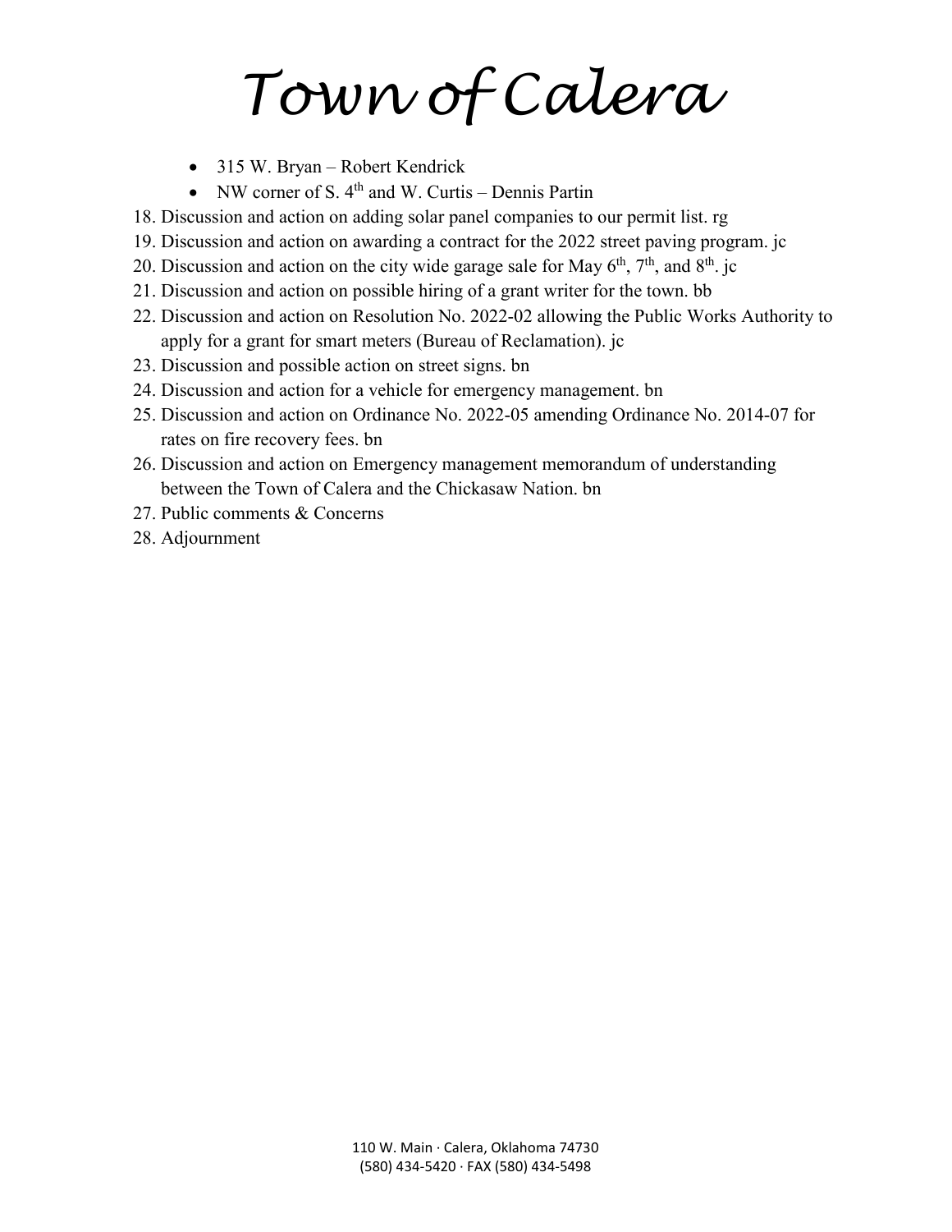# Town of Calera

- 315 W. Bryan – Robert Kendrick
- NW corner of S. 4th and W. Curtis – Dennis Partin

18. Discussion and action on adding solar panel companies to our permit list. rg
19. Discussion and action on awarding a contract for the 2022 street paving program. jc
20. Discussion and action on the city wide garage sale for May 6th, 7th, and 8th. jc
21. Discussion and action on possible hiring of a grant writer for the town. bb
22. Discussion and action on Resolution No. 2022-02 allowing the Public Works Authority to apply for a grant for smart meters (Bureau of Reclamation). jc
23. Discussion and possible action on street signs. bn
24. Discussion and action for a vehicle for emergency management. bn
25. Discussion and action on Ordinance No. 2022-05 amending Ordinance No. 2014-07 for rates on fire recovery fees. bn
26. Discussion and action on Emergency management memorandum of understanding between the Town of Calera and the Chickasaw Nation. bn
27. Public comments & Concerns
28. Adjournment

110 W. Main · Calera, Oklahoma 74730
(580) 434-5420 · FAX (580) 434-5498